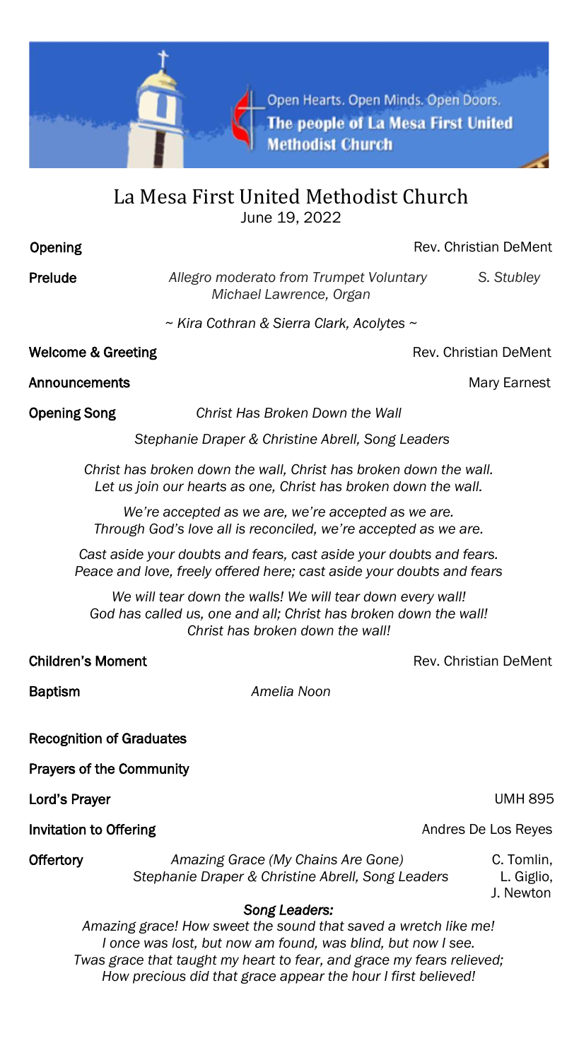Open Hearts. Open Minds. Open Doors.
**The people of La Mesa First United Methodist Church**

# La Mesa First United Methodist Church

June 19, 2022

**Opening** Rev. Christian DeMent

**Prelude** *Allegro moderato from Trumpet Voluntary* S. Stubley
*Michael Lawrence, Organ*

*~ Kira Cothran & Sierra Clark, Acolytes ~*

**Welcome & Greeting** Rev. Christian DeMent

**Announcements** Mary Earnest

**Opening Song** *Christ Has Broken Down the Wall*

*Stephanie Draper & Christine Abrell, Song Leaders*

*Christ has broken down the wall, Christ has broken down the wall.*
*Let us join our hearts as one, Christ has broken down the wall.*

*We're accepted as we are, we're accepted as we are.*
*Through God's love all is reconciled, we're accepted as we are.*

*Cast aside your doubts and fears, cast aside your doubts and fears.*
*Peace and love, freely offered here; cast aside your doubts and fears*

*We will tear down the walls! We will tear down every wall!*
*God has called us, one and all; Christ has broken down the wall!*
*Christ has broken down the wall!*

**Children's Moment** Rev. Christian DeMent

**Baptism** *Amelia Noon*

**Recognition of Graduates**

**Prayers of the Community**

**Lord's Prayer** UMH 895

**Invitation to Offering** Andres De Los Reyes

**Offertory** *Amazing Grace (My Chains Are Gone)* C. Tomlin, L. Giglio, J. Newton
*Stephanie Draper & Christine Abrell, Song Leaders*

***Song Leaders:***

*Amazing grace! How sweet the sound that saved a wretch like me!*
*I once was lost, but now am found, was blind, but now I see.*
*Twas grace that taught my heart to fear, and grace my fears relieved;*
*How precious did that grace appear the hour I first believed!*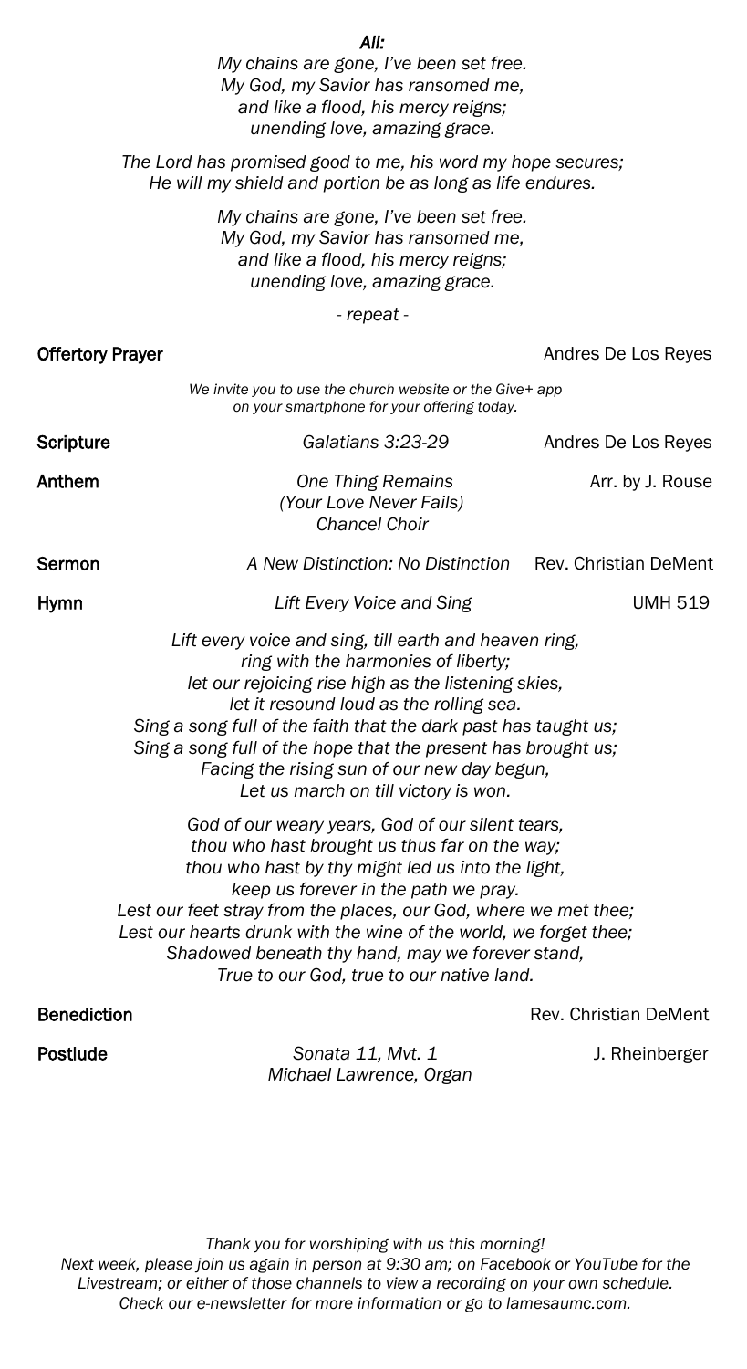***All:***

*My chains are gone, I've been set free.*
*My God, my Savior has ransomed me,*
*and like a flood, his mercy reigns;*
*unending love, amazing grace.*

*The Lord has promised good to me, his word my hope secures;*
*He will my shield and portion be as long as life endures.*

*My chains are gone, I've been set free.*
*My God, my Savior has ransomed me,*
*and like a flood, his mercy reigns;*
*unending love, amazing grace.*

*- repeat -*

**Offertory Prayer** Andres De Los Reyes

*We invite you to use the church website or the Give+ app on your smartphone for your offering today.*

**Scripture** *Galatians 3:23-29* Andres De Los Reyes

**Anthem** *One Thing Remains (Your Love Never Fails)* *Chancel Choir* Arr. by J. Rouse

**Sermon** *A New Distinction: No Distinction* Rev. Christian DeMent

**Hymn** *Lift Every Voice and Sing* UMH 519

*Lift every voice and sing, till earth and heaven ring,*
*ring with the harmonies of liberty;*
*let our rejoicing rise high as the listening skies,*
*let it resound loud as the rolling sea.*
*Sing a song full of the faith that the dark past has taught us;*
*Sing a song full of the hope that the present has brought us;*
*Facing the rising sun of our new day begun,*
*Let us march on till victory is won.*

*God of our weary years, God of our silent tears,*
*thou who hast brought us thus far on the way;*
*thou who hast by thy might led us into the light,*
*keep us forever in the path we pray.*
*Lest our feet stray from the places, our God, where we met thee;*
*Lest our hearts drunk with the wine of the world, we forget thee;*
*Shadowed beneath thy hand, may we forever stand,*
*True to our God, true to our native land.*

**Benediction** Rev. Christian DeMent

**Postlude** *Sonata 11, Mvt. 1* *Michael Lawrence, Organ* J. Rheinberger

*Thank you for worshiping with us this morning!*
*Next week, please join us again in person at 9:30 am; on Facebook or YouTube for the Livestream; or either of those channels to view a recording on your own schedule. Check our e-newsletter for more information or go to lamesaumc.com.*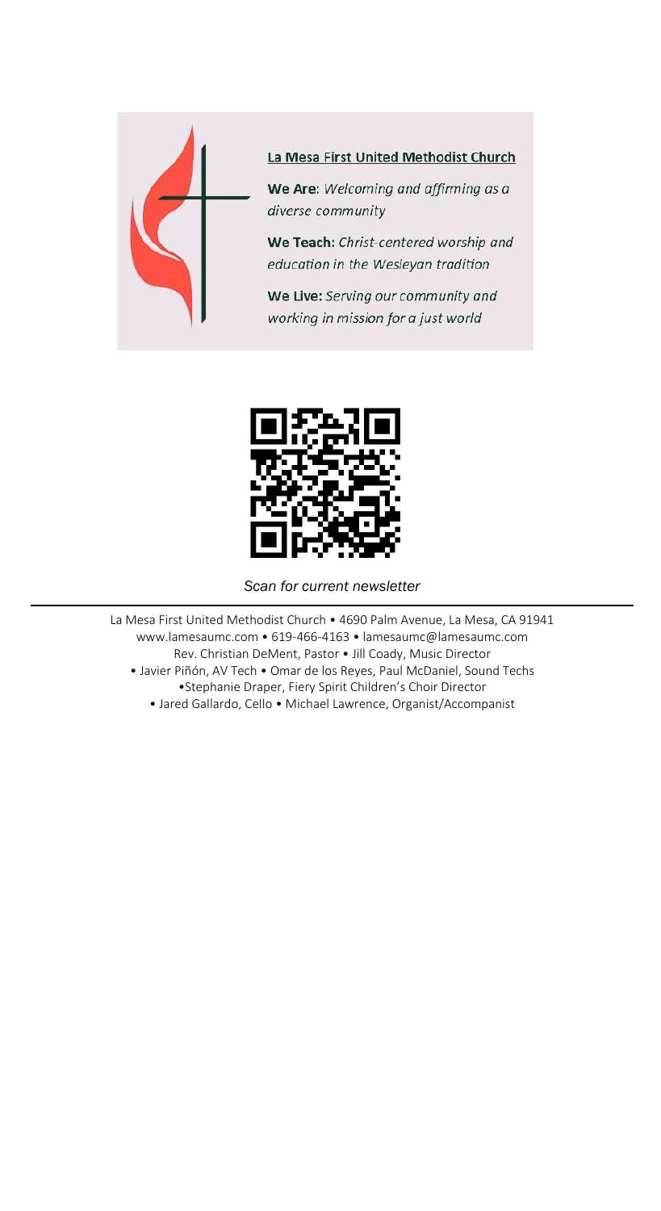**La Mesa First United Methodist Church**

**We Are**: *Welcoming and affirming as a diverse community*

**We Teach**: *Christ-centered worship and education in the Wesleyan tradition*

**We Live**: *Serving our community and working in mission for a just world*

*Scan for current newsletter*

---

La Mesa First United Methodist Church • 4690 Palm Avenue, La Mesa, CA 91941
www.lamesaumc.com • 619-466-4163 • lamesaumc@lamesaumc.com
Rev. Christian DeMent, Pastor • Jill Coady, Music Director
• Javier Piñón, AV Tech • Omar de los Reyes, Paul McDaniel, Sound Techs
•Stephanie Draper, Fiery Spirit Children's Choir Director
• Jared Gallardo, Cello • Michael Lawrence, Organist/Accompanist